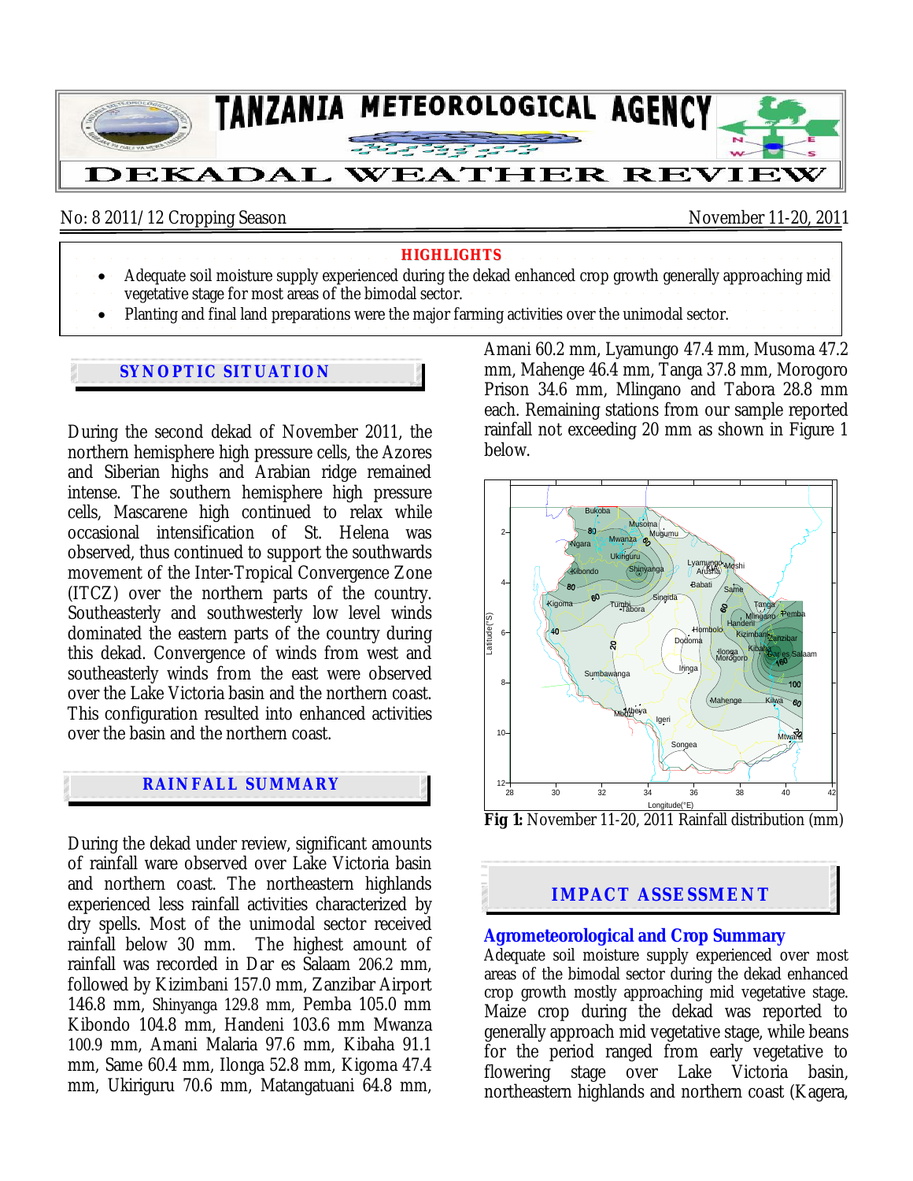# TANZANIA METEOROLOGICAL AGENCY

## DEKADAL WEATHER REVIEW

No: 8 2011/12 Cropping Season — November 11-20, 2011

**HIGHLIGHTS**

- Adequate soil moisture supply experienced during the dekad enhanced crop growth generally approaching mid vegetative stage for most areas of the bimodal sector.
- Planting and final land preparations were the major farming activities over the unimodal sector.

## SYNOPTIC SITUATION

During the second dekad of November 2011, the northern hemisphere high pressure cells, the Azores and Siberian highs and Arabian ridge remained intense. The southern hemisphere high pressure cells, Mascarene high continued to relax while occasional intensification of St. Helena was observed, thus continued to support the southwards movement of the Inter-Tropical Convergence Zone (ITCZ) over the northern parts of the country. Southeasterly and southwesterly low level winds dominated the eastern parts of the country during this dekad. Convergence of winds from west and southeasterly winds from the east were observed over the Lake Victoria basin and the northern coast. This configuration resulted into enhanced activities over the basin and the northern coast.

## RAINFALL SUMMARY

During the dekad under review, significant amounts of rainfall ware observed over Lake Victoria basin and northern coast. The northeastern highlands experienced less rainfall activities characterized by dry spells. Most of the unimodal sector received rainfall below 30 mm. The highest amount of rainfall was recorded in Dar es Salaam 206.2 mm, followed by Kizimbani 157.0 mm, Zanzibar Airport 146.8 mm, Shinyanga 129.8 mm, Pemba 105.0 mm Kibondo 104.8 mm, Handeni 103.6 mm Mwanza 100.9 mm, Amani Malaria 97.6 mm, Kibaha 91.1 mm, Same 60.4 mm, Ilonga 52.8 mm, Kigoma 47.4 mm, Ukiriguru 70.6 mm, Matangatuani 64.8 mm, Amani 60.2 mm, Lyamungo 47.4 mm, Musoma 47.2 mm, Mahenge 46.4 mm, Tanga 37.8 mm, Morogoro Prison 34.6 mm, Mlingano and Tabora 28.8 mm each. Remaining stations from our sample reported rainfall not exceeding 20 mm as shown in Figure 1 below.

**Fig 1:** November 11-20, 2011 Rainfall distribution (mm)

## IMPACT ASSESSMENT

### Agrometeorological and Crop Summary

Adequate soil moisture supply experienced over most areas of the bimodal sector during the dekad enhanced crop growth mostly approaching mid vegetative stage. Maize crop during the dekad was reported to generally approach mid vegetative stage, while beans for the period ranged from early vegetative to flowering stage over Lake Victoria basin, northeastern highlands and northern coast (Kagera,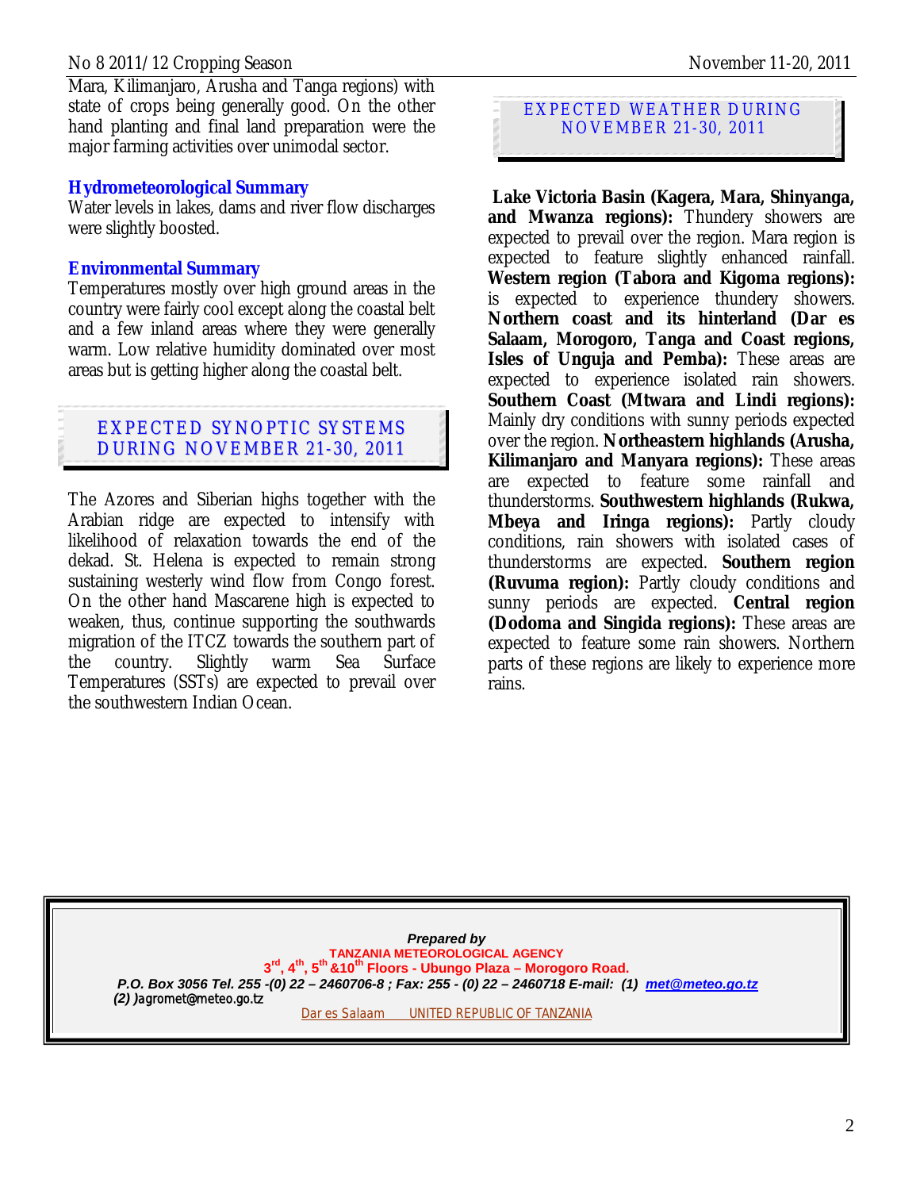Mara, Kilimanjaro, Arusha and Tanga regions) with state of crops being generally good. On the other hand planting and final land preparation were the major farming activities over unimodal sector.

### Hydrometeorological Summary

Water levels in lakes, dams and river flow discharges were slightly boosted.

### Environmental Summary

Temperatures mostly over high ground areas in the country were fairly cool except along the coastal belt and a few inland areas where they were generally warm. Low relative humidity dominated over most areas but is getting higher along the coastal belt.

## EXPECTED SYNOPTIC SYSTEMS DURING NOVEMBER 21-30, 2011

The Azores and Siberian highs together with the Arabian ridge are expected to intensify with likelihood of relaxation towards the end of the dekad. St. Helena is expected to remain strong sustaining westerly wind flow from Congo forest. On the other hand Mascarene high is expected to weaken, thus, continue supporting the southwards migration of the ITCZ towards the southern part of the country. Slightly warm Sea Surface Temperatures (SSTs) are expected to prevail over the southwestern Indian Ocean.

## EXPECTED WEATHER DURING NOVEMBER 21-30, 2011

**Lake Victoria Basin (Kagera, Mara, Shinyanga, and Mwanza regions):** Thundery showers are expected to prevail over the region. Mara region is expected to feature slightly enhanced rainfall. **Western region (Tabora and Kigoma regions):** is expected to experience thundery showers. **Northern coast and its hinterland (Dar es Salaam, Morogoro, Tanga and Coast regions, Isles of Unguja and Pemba):** These areas are expected to experience isolated rain showers. **Southern Coast (Mtwara and Lindi regions):** Mainly dry conditions with sunny periods expected over the region. **Northeastern highlands (Arusha, Kilimanjaro and Manyara regions):** These areas are expected to feature some rainfall and thunderstorms. **Southwestern highlands (Rukwa, Mbeya and Iringa regions):** Partly cloudy conditions, rain showers with isolated cases of thunderstorms are expected. **Southern region (Ruvuma region):** Partly cloudy conditions and sunny periods are expected. **Central region (Dodoma and Singida regions):** These areas are expected to feature some rain showers. Northern parts of these regions are likely to experience more rains.

***Prepared by***

**TANZANIA METEOROLOGICAL AGENCY**

**3rd, 4th, 5th &10th Floors - Ubungo Plaza – Morogoro Road.**

***P.O. Box 3056 Tel. 255 -(0) 22 – 2460706-8 ; Fax: 255 - (0) 22 – 2460718 E-mail: (1) met@meteo.go.tz***

***(2) )***agromet@meteo.go.tz

Dar es Salaam UNITED REPUBLIC OF TANZANIA